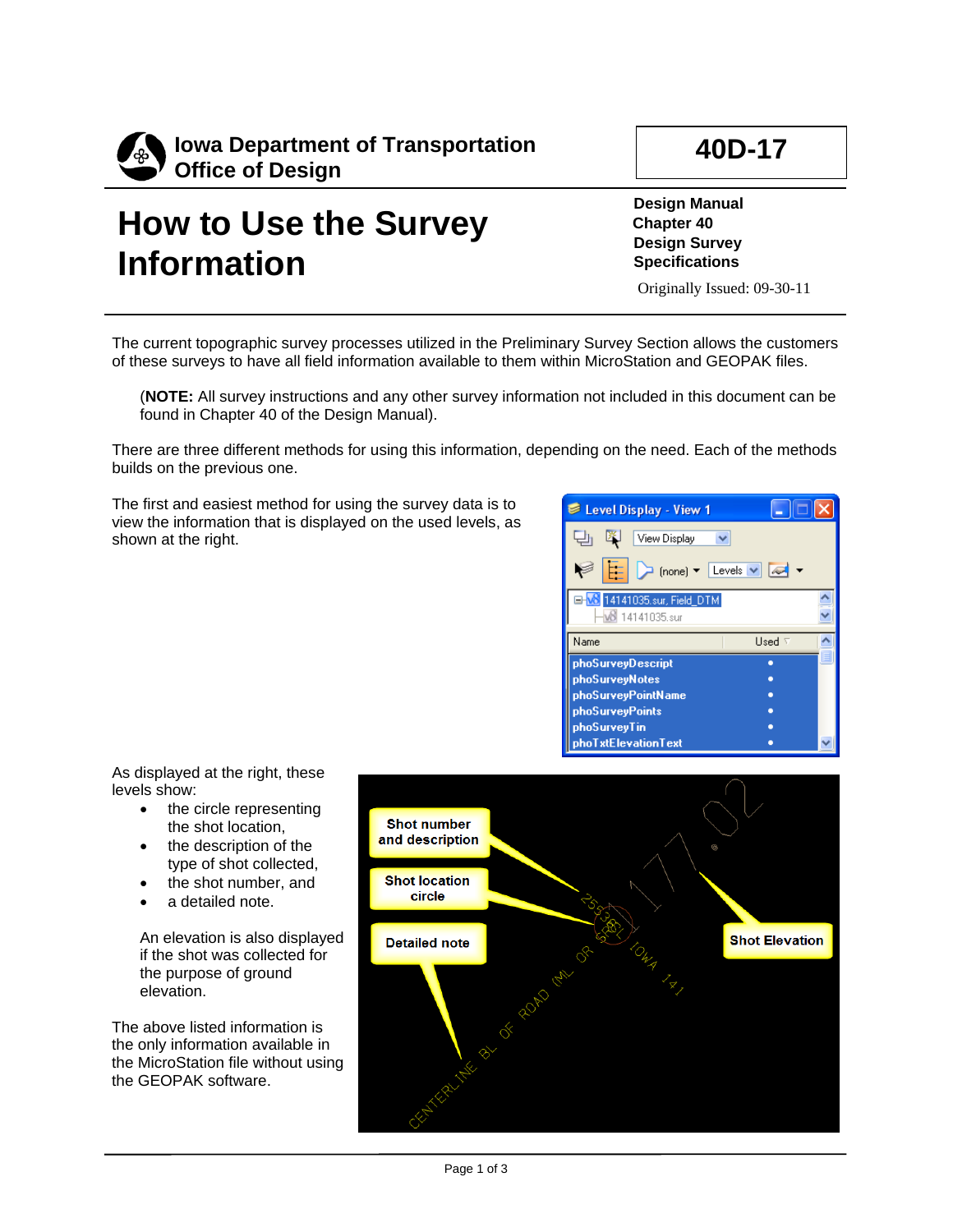**Iowa Department of Transportation**
**Office of Design**

**40D-17**

# How to Use the Survey Information

**Design Manual**
**Chapter 40**
**Design Survey Specifications**

Originally Issued: 09-30-11

The current topographic survey processes utilized in the Preliminary Survey Section allows the customers of these surveys to have all field information available to them within MicroStation and GEOPAK files.

(**NOTE:** All survey instructions and any other survey information not included in this document can be found in Chapter 40 of the Design Manual).

There are three different methods for using this information, depending on the need. Each of the methods builds on the previous one.

The first and easiest method for using the survey data is to view the information that is displayed on the used levels, as shown at the right.

As displayed at the right, these levels show:

- the circle representing the shot location,
- the description of the type of shot collected,
- the shot number, and
- a detailed note.

An elevation is also displayed if the shot was collected for the purpose of ground elevation.

The above listed information is the only information available in the MicroStation file without using the GEOPAK software.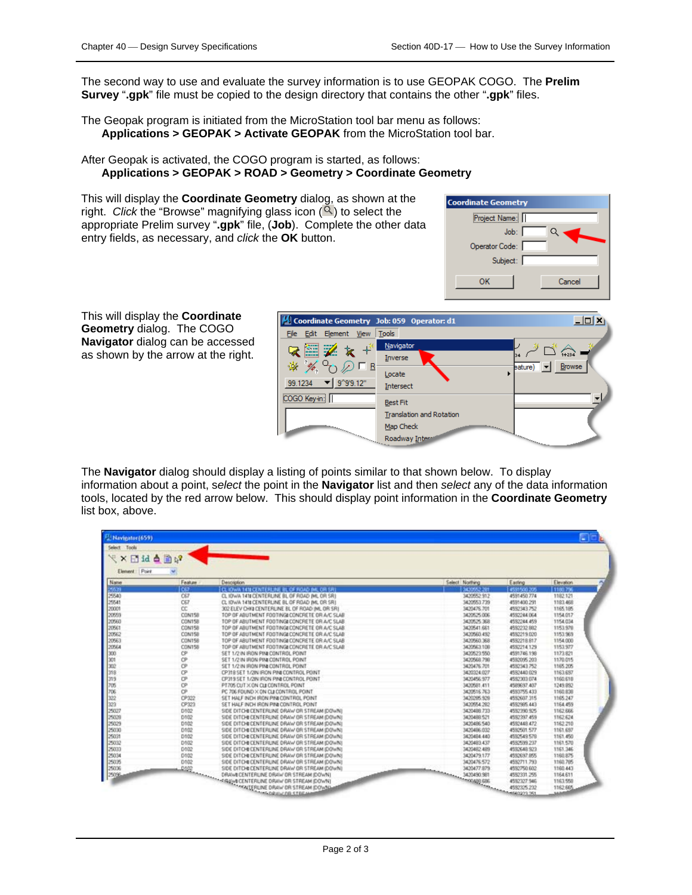The second way to use and evaluate the survey information is to use GEOPAK COGO. The **Prelim Survey** "**.gpk**" file must be copied to the design directory that contains the other "**.gpk**" files.

The Geopak program is initiated from the MicroStation tool bar menu as follows:
**Applications > GEOPAK > Activate GEOPAK** from the MicroStation tool bar.

After Geopak is activated, the COGO program is started, as follows:
**Applications > GEOPAK > ROAD > Geometry > Coordinate Geometry**

This will display the **Coordinate Geometry** dialog, as shown at the right. *Click* the "Browse" magnifying glass icon (🔍) to select the appropriate Prelim survey "**.gpk**" file, (**Job**). Complete the other data entry fields, as necessary, and *click* the **OK** button.

This will display the **Coordinate Geometry** dialog. The COGO **Navigator** dialog can be accessed as shown by the arrow at the right.

The **Navigator** dialog should display a listing of points similar to that shown below. To display information about a point, s*elect* the point in the **Navigator** list and then *select* any of the data information tools, located by the red arrow below. This should display point information in the **Coordinate Geometry** list box, above.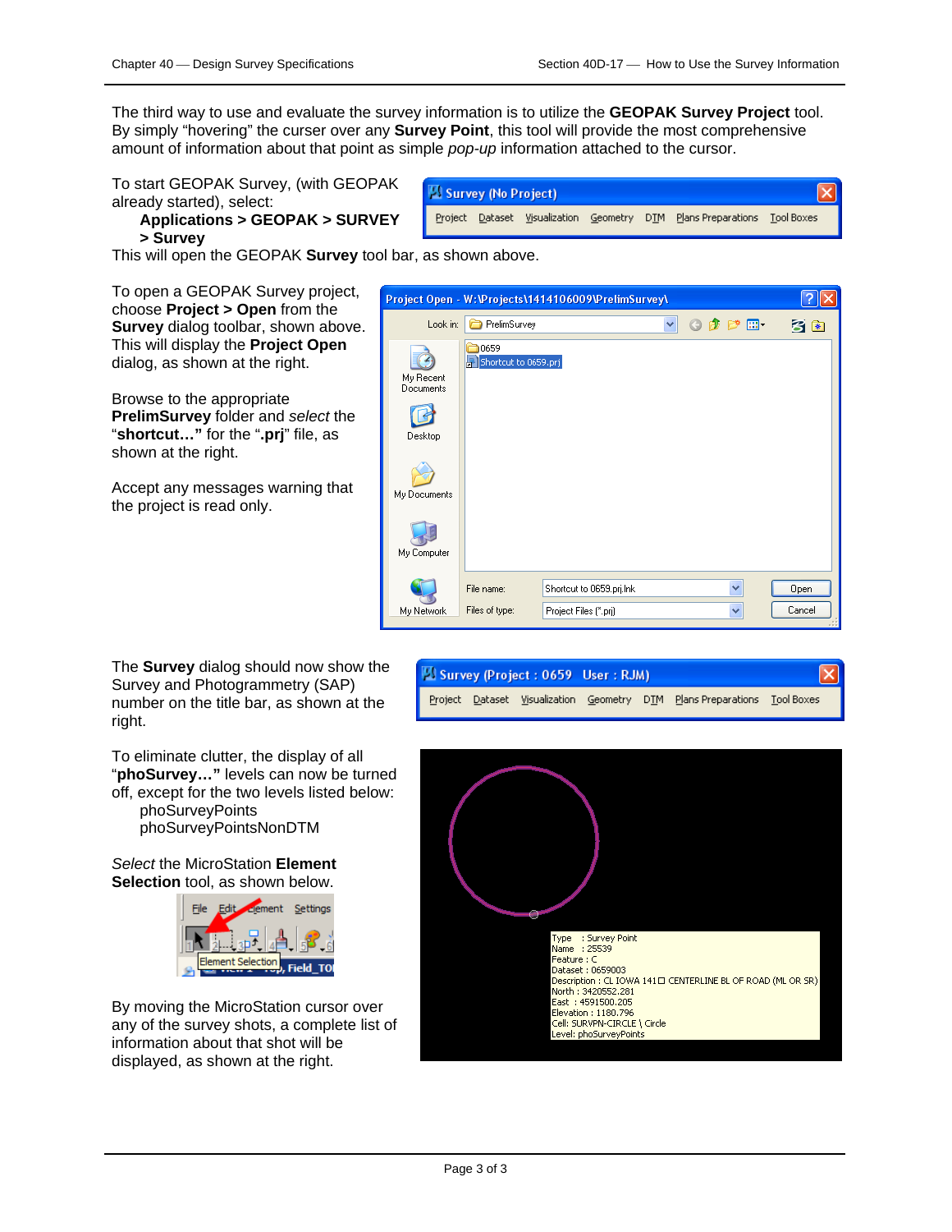The third way to use and evaluate the survey information is to utilize the **GEOPAK Survey Project** tool. By simply "hovering" the curser over any **Survey Point**, this tool will provide the most comprehensive amount of information about that point as simple *pop-up* information attached to the cursor.

To start GEOPAK Survey, (with GEOPAK already started), select:

**Applications > GEOPAK > SURVEY > Survey**

This will open the GEOPAK **Survey** tool bar, as shown above.

To open a GEOPAK Survey project, choose **Project > Open** from the **Survey** dialog toolbar, shown above. This will display the **Project Open** dialog, as shown at the right.

Browse to the appropriate **PrelimSurvey** folder and *select* the "**shortcut…"** for the "**.prj**" file, as shown at the right.

Accept any messages warning that the project is read only.

The **Survey** dialog should now show the Survey and Photogrammetry (SAP) number on the title bar, as shown at the right.

To eliminate clutter, the display of all "**phoSurvey…"** levels can now be turned off, except for the two levels listed below:

phoSurveyPoints
phoSurveyPointsNonDTM

*Select* the MicroStation **Element Selection** tool, as shown below.

By moving the MicroStation cursor over any of the survey shots, a complete list of information about that shot will be displayed, as shown at the right.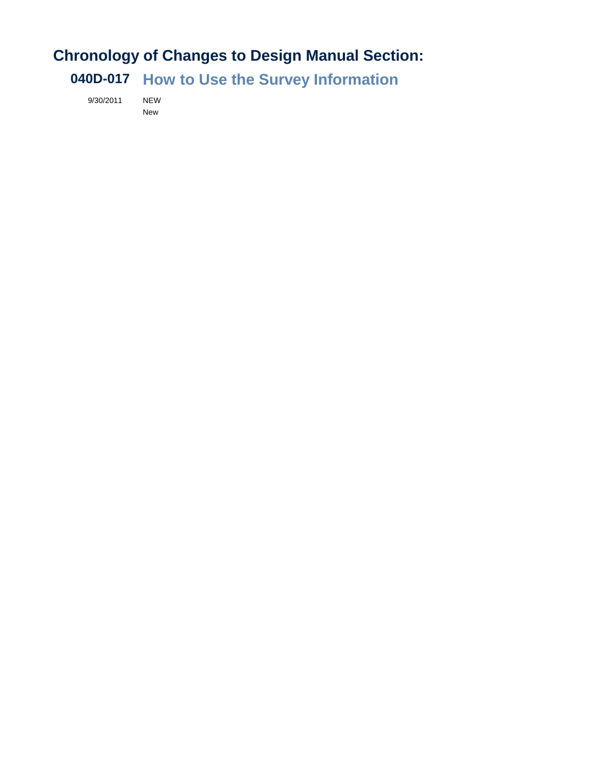# Chronology of Changes to Design Manual Section:

## 040D-017 How to Use the Survey Information

| | |
|---|---|
| 9/30/2011 | NEW<br>New |